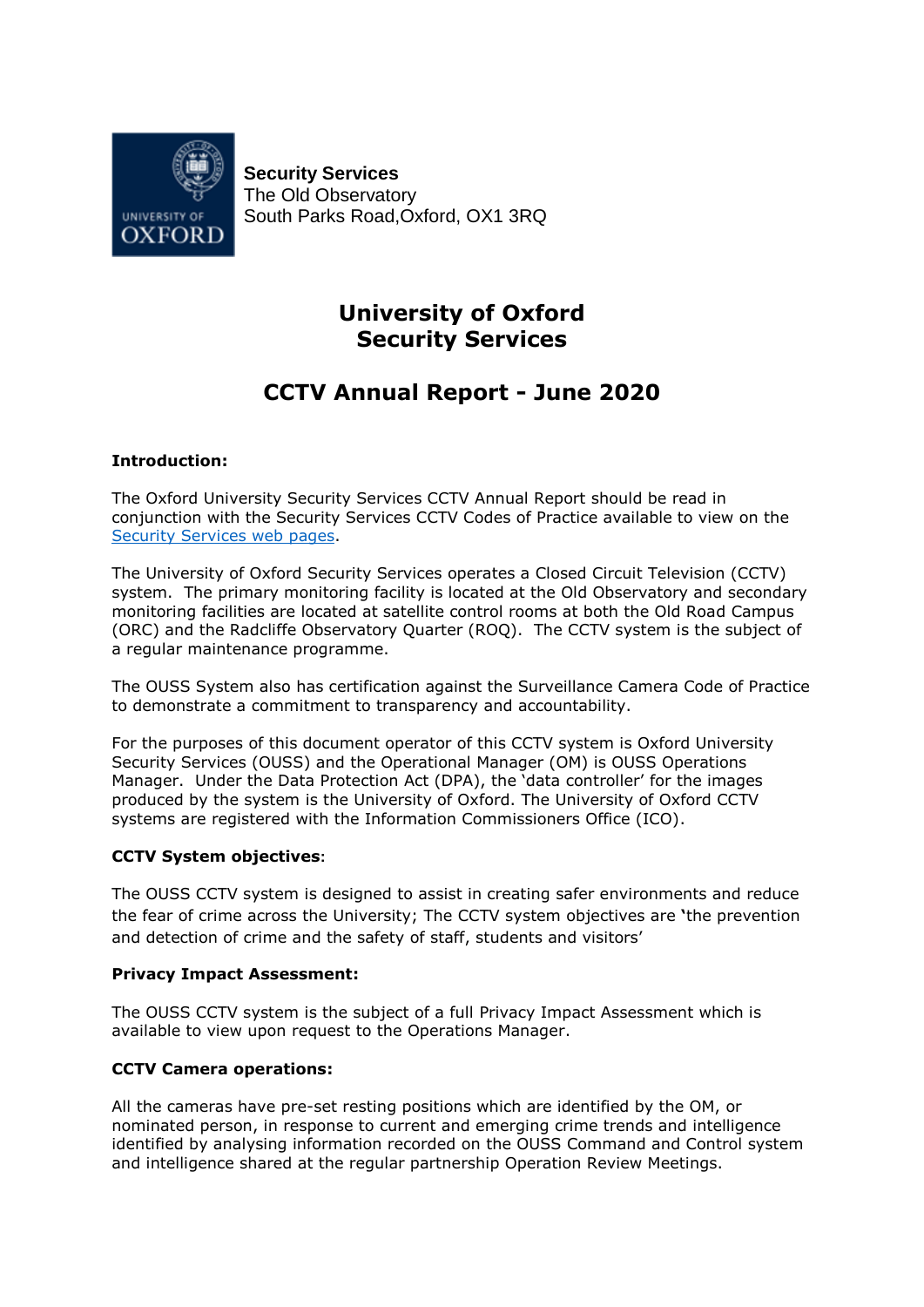**Security Services**
The Old Observatory
South Parks Road,Oxford, OX1 3RQ

# University of Oxford
# Security Services

## CCTV Annual Report - June 2020

**Introduction:**

The Oxford University Security Services CCTV Annual Report should be read in conjunction with the Security Services CCTV Codes of Practice available to view on the Security Services web pages.

The University of Oxford Security Services operates a Closed Circuit Television (CCTV) system. The primary monitoring facility is located at the Old Observatory and secondary monitoring facilities are located at satellite control rooms at both the Old Road Campus (ORC) and the Radcliffe Observatory Quarter (ROQ). The CCTV system is the subject of a regular maintenance programme.

The OUSS System also has certification against the Surveillance Camera Code of Practice to demonstrate a commitment to transparency and accountability.

For the purposes of this document operator of this CCTV system is Oxford University Security Services (OUSS) and the Operational Manager (OM) is OUSS Operations Manager. Under the Data Protection Act (DPA), the 'data controller' for the images produced by the system is the University of Oxford. The University of Oxford CCTV systems are registered with the Information Commissioners Office (ICO).

**CCTV System objectives**:

The OUSS CCTV system is designed to assist in creating safer environments and reduce the fear of crime across the University; The CCTV system objectives are 'the prevention and detection of crime and the safety of staff, students and visitors'

**Privacy Impact Assessment:**

The OUSS CCTV system is the subject of a full Privacy Impact Assessment which is available to view upon request to the Operations Manager.

**CCTV Camera operations:**

All the cameras have pre-set resting positions which are identified by the OM, or nominated person, in response to current and emerging crime trends and intelligence identified by analysing information recorded on the OUSS Command and Control system and intelligence shared at the regular partnership Operation Review Meetings.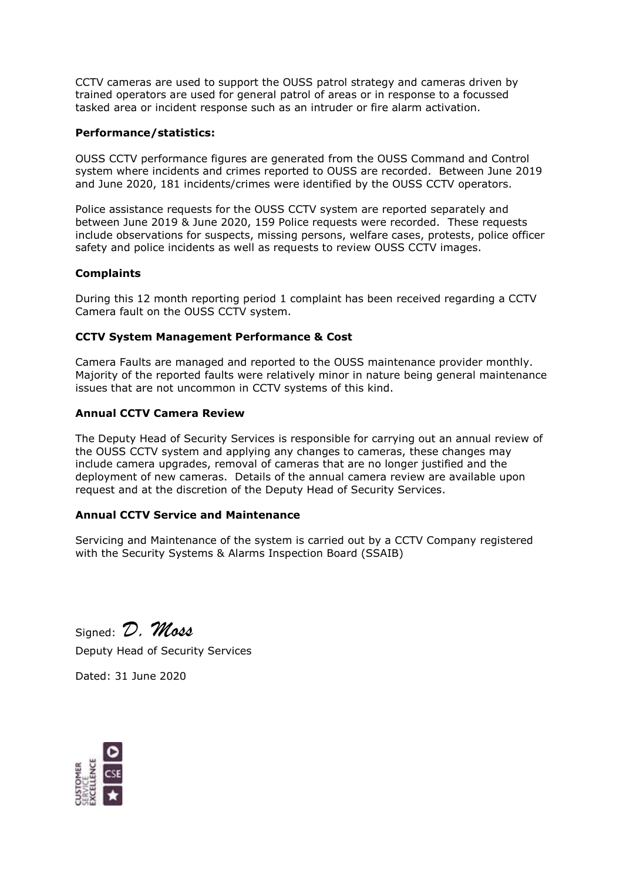CCTV cameras are used to support the OUSS patrol strategy and cameras driven by trained operators are used for general patrol of areas or in response to a focussed tasked area or incident response such as an intruder or fire alarm activation.

**Performance/statistics:**

OUSS CCTV performance figures are generated from the OUSS Command and Control system where incidents and crimes reported to OUSS are recorded. Between June 2019 and June 2020, 181 incidents/crimes were identified by the OUSS CCTV operators.

Police assistance requests for the OUSS CCTV system are reported separately and between June 2019 & June 2020, 159 Police requests were recorded. These requests include observations for suspects, missing persons, welfare cases, protests, police officer safety and police incidents as well as requests to review OUSS CCTV images.

**Complaints**

During this 12 month reporting period 1 complaint has been received regarding a CCTV Camera fault on the OUSS CCTV system.

**CCTV System Management Performance & Cost**

Camera Faults are managed and reported to the OUSS maintenance provider monthly. Majority of the reported faults were relatively minor in nature being general maintenance issues that are not uncommon in CCTV systems of this kind.

**Annual CCTV Camera Review**

The Deputy Head of Security Services is responsible for carrying out an annual review of the OUSS CCTV system and applying any changes to cameras, these changes may include camera upgrades, removal of cameras that are no longer justified and the deployment of new cameras. Details of the annual camera review are available upon request and at the discretion of the Deputy Head of Security Services.

**Annual CCTV Service and Maintenance**

Servicing and Maintenance of the system is carried out by a CCTV Company registered with the Security Systems & Alarms Inspection Board (SSAIB)

Signed: *D. Moss*

Deputy Head of Security Services

Dated: 31 June 2020

CUSTOMER SERVICE EXCELLENCE CSE